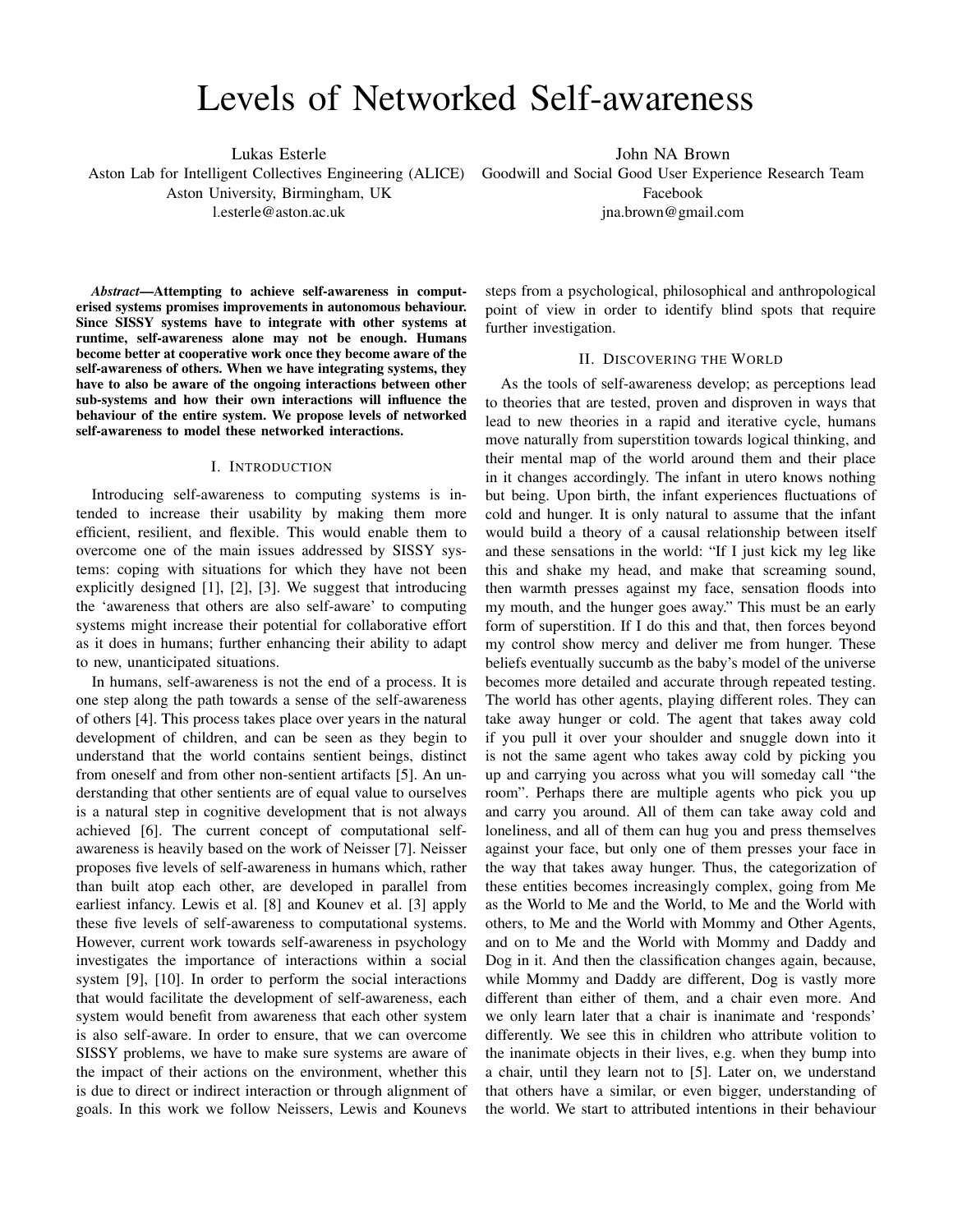# Levels of Networked Self-awareness

Lukas Esterle
Aston Lab for Intelligent Collectives Engineering (ALICE)
Aston University, Birmingham, UK
l.esterle@aston.ac.uk

John NA Brown
Goodwill and Social Good User Experience Research Team
Facebook
jna.brown@gmail.com

***Abstract*—Attempting to achieve self-awareness in computerised systems promises improvements in autonomous behaviour. Since SISSY systems have to integrate with other systems at runtime, self-awareness alone may not be enough. Humans become better at cooperative work once they become aware of the self-awareness of others. When we have integrating systems, they have to also be aware of the ongoing interactions between other sub-systems and how their own interactions will influence the behaviour of the entire system. We propose levels of networked self-awareness to model these networked interactions.**

## I. Introduction

Introducing self-awareness to computing systems is intended to increase their usability by making them more efficient, resilient, and flexible. This would enable them to overcome one of the main issues addressed by SISSY systems: coping with situations for which they have not been explicitly designed [1], [2], [3]. We suggest that introducing the 'awareness that others are also self-aware' to computing systems might increase their potential for collaborative effort as it does in humans; further enhancing their ability to adapt to new, unanticipated situations.

In humans, self-awareness is not the end of a process. It is one step along the path towards a sense of the self-awareness of others [4]. This process takes place over years in the natural development of children, and can be seen as they begin to understand that the world contains sentient beings, distinct from oneself and from other non-sentient artifacts [5]. An understanding that other sentients are of equal value to ourselves is a natural step in cognitive development that is not always achieved [6]. The current concept of computational self-awareness is heavily based on the work of Neisser [7]. Neisser proposes five levels of self-awareness in humans which, rather than built atop each other, are developed in parallel from earliest infancy. Lewis et al. [8] and Kounev et al. [3] apply these five levels of self-awareness to computational systems. However, current work towards self-awareness in psychology investigates the importance of interactions within a social system [9], [10]. In order to perform the social interactions that would facilitate the development of self-awareness, each system would benefit from awareness that each other system is also self-aware. In order to ensure, that we can overcome SISSY problems, we have to make sure systems are aware of the impact of their actions on the environment, whether this is due to direct or indirect interaction or through alignment of goals. In this work we follow Neissers, Lewis and Kounevs steps from a psychological, philosophical and anthropological point of view in order to identify blind spots that require further investigation.

## II. Discovering the World

As the tools of self-awareness develop; as perceptions lead to theories that are tested, proven and disproven in ways that lead to new theories in a rapid and iterative cycle, humans move naturally from superstition towards logical thinking, and their mental map of the world around them and their place in it changes accordingly. The infant in utero knows nothing but being. Upon birth, the infant experiences fluctuations of cold and hunger. It is only natural to assume that the infant would build a theory of a causal relationship between itself and these sensations in the world: "If I just kick my leg like this and shake my head, and make that screaming sound, then warmth presses against my face, sensation floods into my mouth, and the hunger goes away." This must be an early form of superstition. If I do this and that, then forces beyond my control show mercy and deliver me from hunger. These beliefs eventually succumb as the baby's model of the universe becomes more detailed and accurate through repeated testing. The world has other agents, playing different roles. They can take away hunger or cold. The agent that takes away cold if you pull it over your shoulder and snuggle down into it is not the same agent who takes away cold by picking you up and carrying you across what you will someday call "the room". Perhaps there are multiple agents who pick you up and carry you around. All of them can take away cold and loneliness, and all of them can hug you and press themselves against your face, but only one of them presses your face in the way that takes away hunger. Thus, the categorization of these entities becomes increasingly complex, going from Me as the World to Me and the World, to Me and the World with others, to Me and the World with Mommy and Other Agents, and on to Me and the World with Mommy and Daddy and Dog in it. And then the classification changes again, because, while Mommy and Daddy are different, Dog is vastly more different than either of them, and a chair even more. And we only learn later that a chair is inanimate and 'responds' differently. We see this in children who attribute volition to the inanimate objects in their lives, e.g. when they bump into a chair, until they learn not to [5]. Later on, we understand that others have a similar, or even bigger, understanding of the world. We start to attributed intentions in their behaviour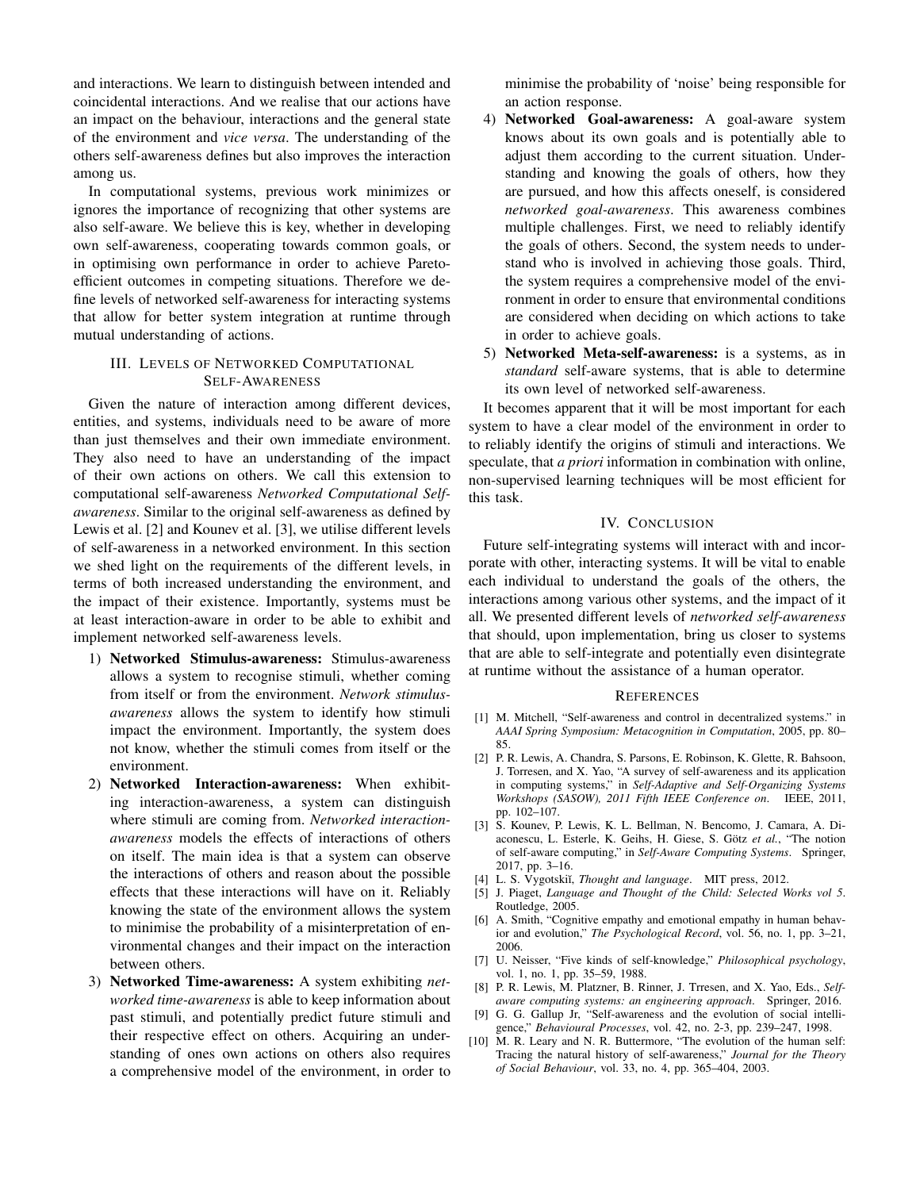and interactions. We learn to distinguish between intended and coincidental interactions. And we realise that our actions have an impact on the behaviour, interactions and the general state of the environment and *vice versa*. The understanding of the others self-awareness defines but also improves the interaction among us.

In computational systems, previous work minimizes or ignores the importance of recognizing that other systems are also self-aware. We believe this is key, whether in developing own self-awareness, cooperating towards common goals, or in optimising own performance in order to achieve Pareto-efficient outcomes in competing situations. Therefore we define levels of networked self-awareness for interacting systems that allow for better system integration at runtime through mutual understanding of actions.

## III. Levels of Networked Computational Self-Awareness

Given the nature of interaction among different devices, entities, and systems, individuals need to be aware of more than just themselves and their own immediate environment. They also need to have an understanding of the impact of their own actions on others. We call this extension to computational self-awareness *Networked Computational Self-awareness*. Similar to the original self-awareness as defined by Lewis et al. [2] and Kounev et al. [3], we utilise different levels of self-awareness in a networked environment. In this section we shed light on the requirements of the different levels, in terms of both increased understanding the environment, and the impact of their existence. Importantly, systems must be at least interaction-aware in order to be able to exhibit and implement networked self-awareness levels.

1) **Networked Stimulus-awareness:** Stimulus-awareness allows a system to recognise stimuli, whether coming from itself or from the environment. *Network stimulus-awareness* allows the system to identify how stimuli impact the environment. Importantly, the system does not know, whether the stimuli comes from itself or the environment.
2) **Networked Interaction-awareness:** When exhibiting interaction-awareness, a system can distinguish where stimuli are coming from. *Networked interaction-awareness* models the effects of interactions of others on itself. The main idea is that a system can observe the interactions of others and reason about the possible effects that these interactions will have on it. Reliably knowing the state of the environment allows the system to minimise the probability of a misinterpretation of environmental changes and their impact on the interaction between others.
3) **Networked Time-awareness:** A system exhibiting *networked time-awareness* is able to keep information about past stimuli, and potentially predict future stimuli and their respective effect on others. Acquiring an understanding of ones own actions on others also requires a comprehensive model of the environment, in order to minimise the probability of 'noise' being responsible for an action response.
4) **Networked Goal-awareness:** A goal-aware system knows about its own goals and is potentially able to adjust them according to the current situation. Understanding and knowing the goals of others, how they are pursued, and how this affects oneself, is considered *networked goal-awareness*. This awareness combines multiple challenges. First, we need to reliably identify the goals of others. Second, the system needs to understand who is involved in achieving those goals. Third, the system requires a comprehensive model of the environment in order to ensure that environmental conditions are considered when deciding on which actions to take in order to achieve goals.
5) **Networked Meta-self-awareness:** is a systems, as in *standard* self-aware systems, that is able to determine its own level of networked self-awareness.

It becomes apparent that it will be most important for each system to have a clear model of the environment in order to reliably identify the origins of stimuli and interactions. We speculate, that *a priori* information in combination with online, non-supervised learning techniques will be most efficient for this task.

## IV. Conclusion

Future self-integrating systems will interact with and incorporate with other, interacting systems. It will be vital to enable each individual to understand the goals of the others, the interactions among various other systems, and the impact of it all. We presented different levels of *networked self-awareness* that should, upon implementation, bring us closer to systems that are able to self-integrate and potentially even disintegrate at runtime without the assistance of a human operator.

## References

[1] M. Mitchell, "Self-awareness and control in decentralized systems." in *AAAI Spring Symposium: Metacognition in Computation*, 2005, pp. 80–85.

[2] P. R. Lewis, A. Chandra, S. Parsons, E. Robinson, K. Glette, R. Bahsoon, J. Torresen, and X. Yao, "A survey of self-awareness and its application in computing systems," in *Self-Adaptive and Self-Organizing Systems Workshops (SASOW), 2011 Fifth IEEE Conference on*. IEEE, 2011, pp. 102–107.

[3] S. Kounev, P. Lewis, K. L. Bellman, N. Bencomo, J. Camara, A. Diaconescu, L. Esterle, K. Geihs, H. Giese, S. Götz *et al.*, "The notion of self-aware computing," in *Self-Aware Computing Systems*. Springer, 2017, pp. 3–16.

[4] L. S. Vygotskiĭ, *Thought and language*. MIT press, 2012.

[5] J. Piaget, *Language and Thought of the Child: Selected Works vol 5*. Routledge, 2005.

[6] A. Smith, "Cognitive empathy and emotional empathy in human behavior and evolution," *The Psychological Record*, vol. 56, no. 1, pp. 3–21, 2006.

[7] U. Neisser, "Five kinds of self-knowledge," *Philosophical psychology*, vol. 1, no. 1, pp. 35–59, 1988.

[8] P. R. Lewis, M. Platzner, B. Rinner, J. Trresen, and X. Yao, Eds., *Self-aware computing systems: an engineering approach*. Springer, 2016.

[9] G. G. Gallup Jr, "Self-awareness and the evolution of social intelligence," *Behavioural Processes*, vol. 42, no. 2-3, pp. 239–247, 1998.

[10] M. R. Leary and N. R. Buttermore, "The evolution of the human self: Tracing the natural history of self-awareness," *Journal for the Theory of Social Behaviour*, vol. 33, no. 4, pp. 365–404, 2003.